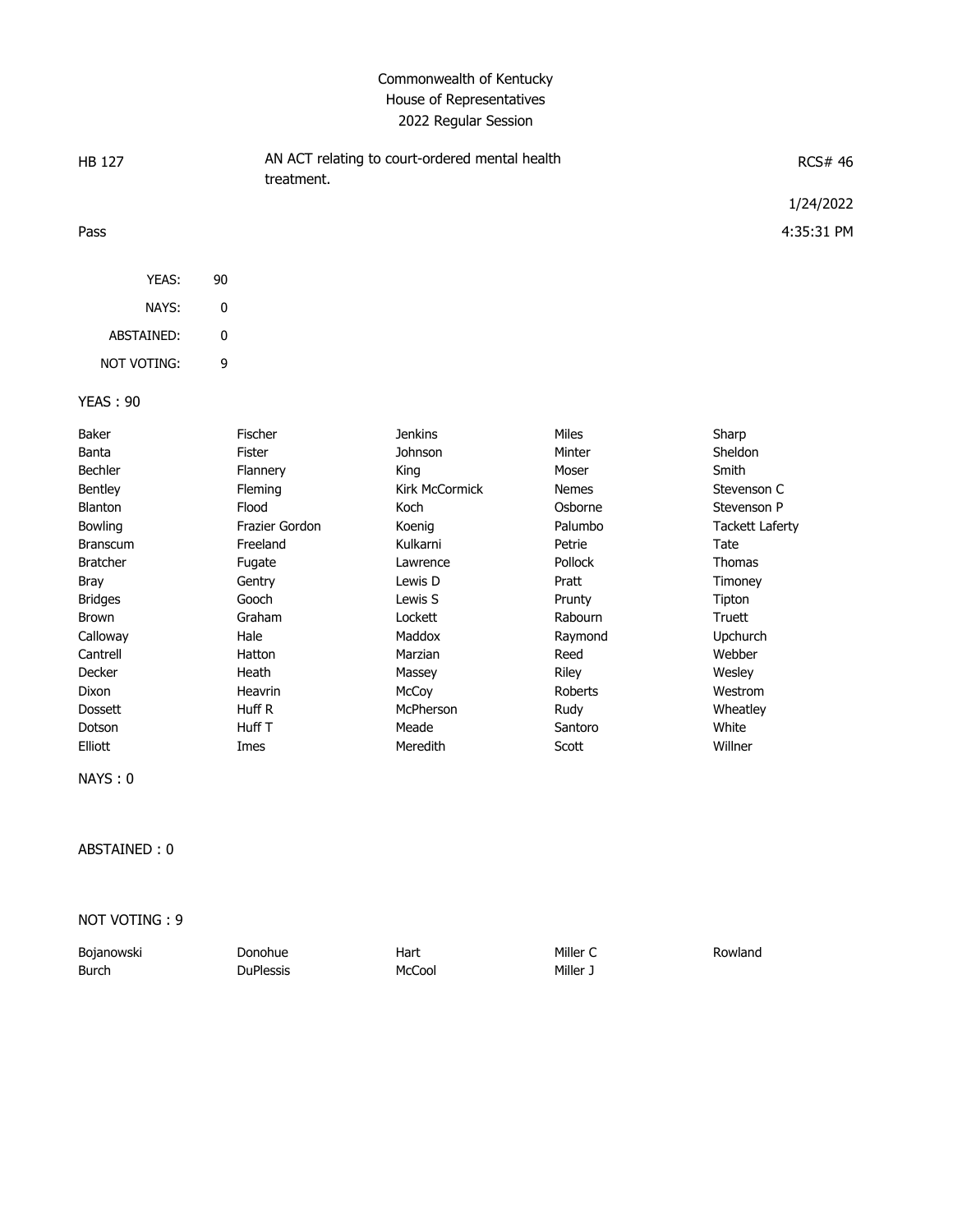# Commonwealth of Kentucky
## House of Representatives
### 2022 Regular Session

HB 127 — AN ACT relating to court-ordered mental health treatment. — RCS# 46

1/24/2022

Pass — 4:35:31 PM

| | |
|---|---|
| YEAS: | 90 |
| NAYS: | 0 |
| ABSTAINED: | 0 |
| NOT VOTING: | 9 |

YEAS : 90

| | | | | |
|---|---|---|---|---|
| Baker | Fischer | Jenkins | Miles | Sharp |
| Banta | Fister | Johnson | Minter | Sheldon |
| Bechler | Flannery | King | Moser | Smith |
| Bentley | Fleming | Kirk McCormick | Nemes | Stevenson C |
| Blanton | Flood | Koch | Osborne | Stevenson P |
| Bowling | Frazier Gordon | Koenig | Palumbo | Tackett Laferty |
| Branscum | Freeland | Kulkarni | Petrie | Tate |
| Bratcher | Fugate | Lawrence | Pollock | Thomas |
| Bray | Gentry | Lewis D | Pratt | Timoney |
| Bridges | Gooch | Lewis S | Prunty | Tipton |
| Brown | Graham | Lockett | Rabourn | Truett |
| Calloway | Hale | Maddox | Raymond | Upchurch |
| Cantrell | Hatton | Marzian | Reed | Webber |
| Decker | Heath | Massey | Riley | Wesley |
| Dixon | Heavrin | McCoy | Roberts | Westrom |
| Dossett | Huff R | McPherson | Rudy | Wheatley |
| Dotson | Huff T | Meade | Santoro | White |
| Elliott | Imes | Meredith | Scott | Willner |

NAYS : 0

ABSTAINED : 0

NOT VOTING : 9

| | | | | |
|---|---|---|---|---|
| Bojanowski | Donohue | Hart | Miller C | Rowland |
| Burch | DuPlessis | McCool | Miller J | |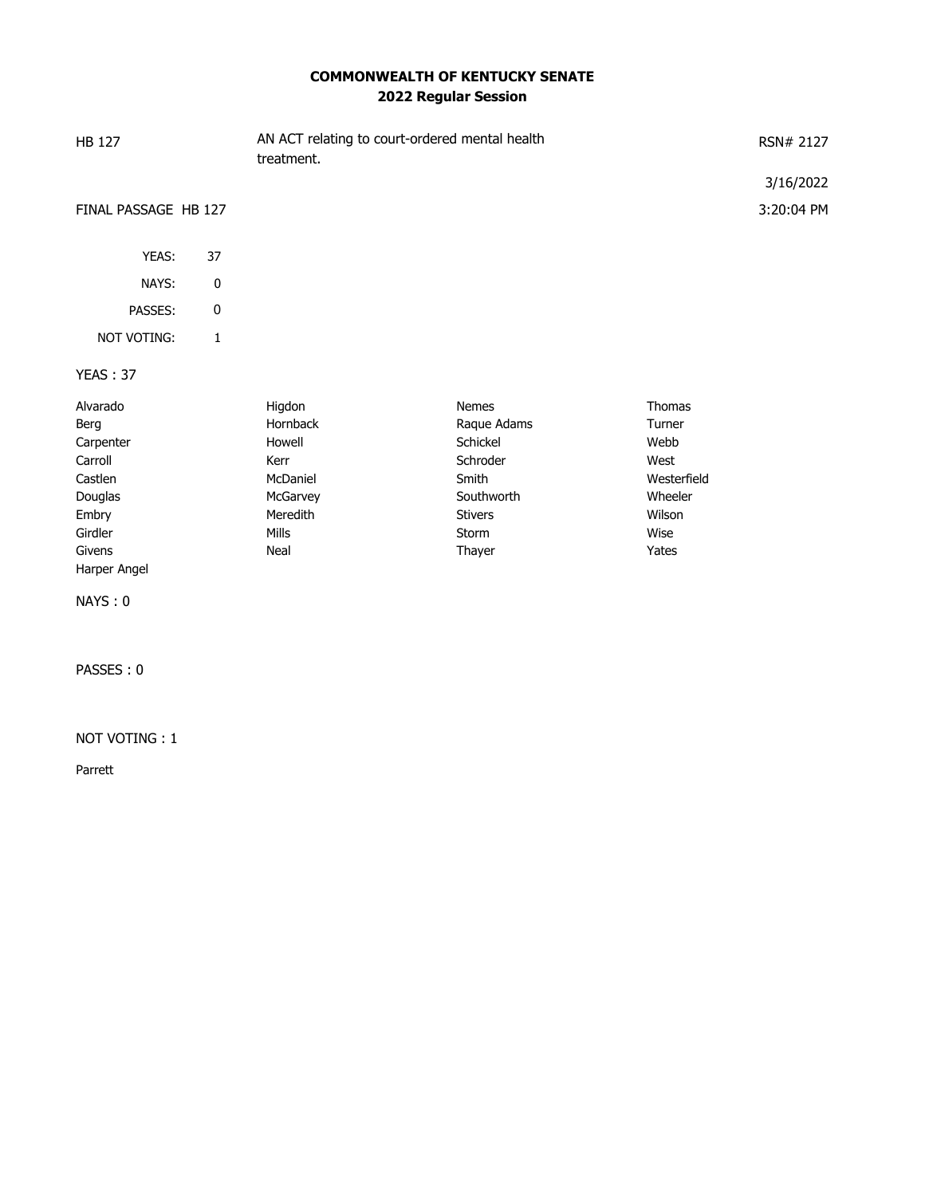**COMMONWEALTH OF KENTUCKY SENATE**
**2022 Regular Session**

| | | |
|---|---|---|
| HB 127 | AN ACT relating to court-ordered mental health treatment. | RSN# 2127 |
| | | 3/16/2022 |
| FINAL PASSAGE HB 127 | | 3:20:04 PM |

| | |
|---|---|
| YEAS: | 37 |
| NAYS: | 0 |
| PASSES: | 0 |
| NOT VOTING: | 1 |

YEAS : 37

| | | | |
|---|---|---|---|
| Alvarado | Higdon | Nemes | Thomas |
| Berg | Hornback | Raque Adams | Turner |
| Carpenter | Howell | Schickel | Webb |
| Carroll | Kerr | Schroder | West |
| Castlen | McDaniel | Smith | Westerfield |
| Douglas | McGarvey | Southworth | Wheeler |
| Embry | Meredith | Stivers | Wilson |
| Girdler | Mills | Storm | Wise |
| Givens | Neal | Thayer | Yates |
| Harper Angel | | | |

NAYS : 0

PASSES : 0

NOT VOTING : 1

Parrett